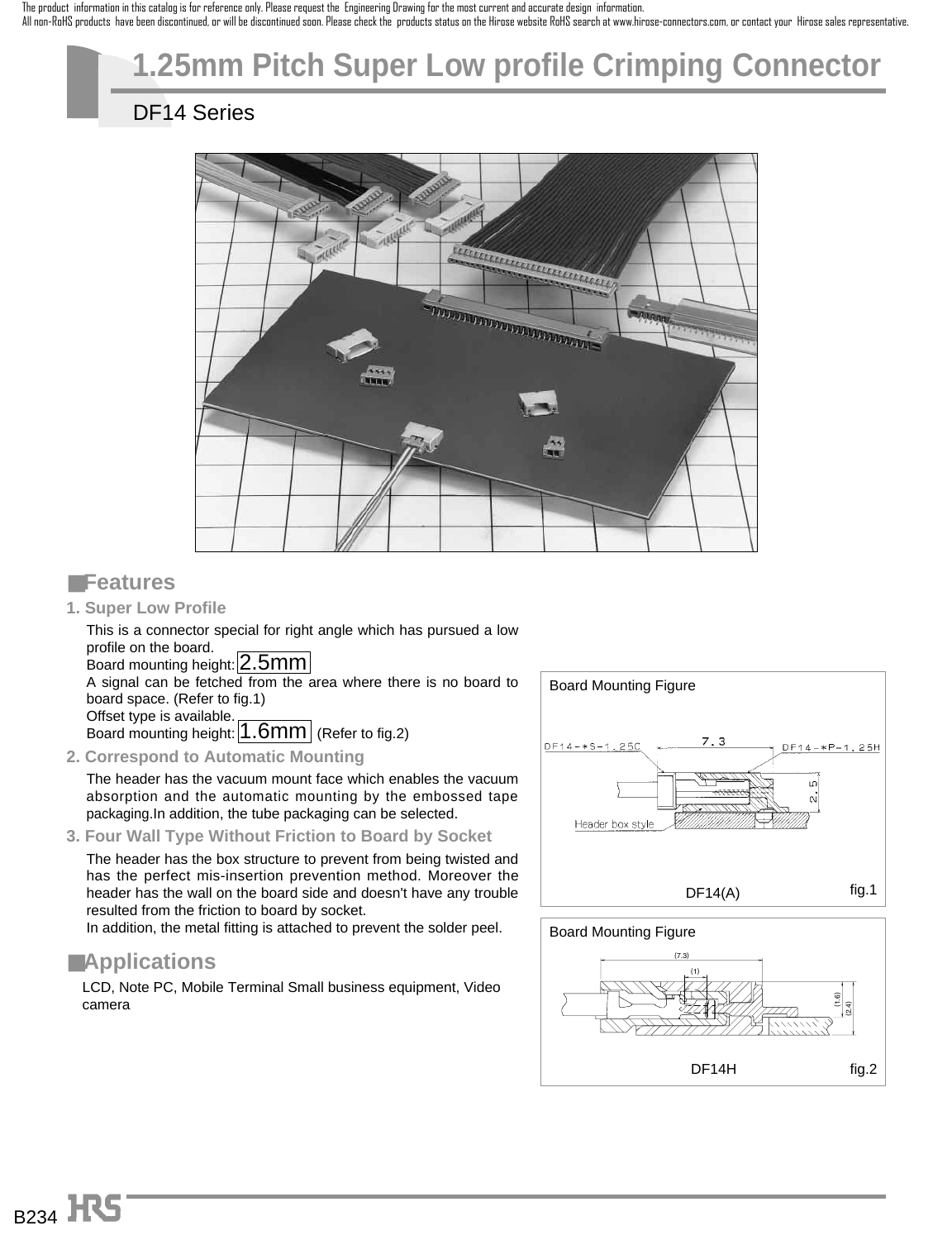The product information in this catalog is for reference only. Please request the Engineering Drawing for the most current and accurate design information.
All non-RoHS products have been discontinued, or will be discontinued soon. Please check the products status on the Hirose website RoHS search at www.hirose-connectors.com, or contact your Hirose sales representative.

# 1.25mm Pitch Super Low profile Crimping Connector

## DF14 Series

## ■Features

### 1. Super Low Profile

This is a connector special for right angle which has pursued a low profile on the board.
Board mounting height: 2.5mm
A signal can be fetched from the area where there is no board to board space. (Refer to fig.1)
Offset type is available.
Board mounting height: 1.6mm (Refer to fig.2)

### 2. Correspond to Automatic Mounting

The header has the vacuum mount face which enables the vacuum absorption and the automatic mounting by the embossed tape packaging.In addition, the tube packaging can be selected.

### 3. Four Wall Type Without Friction to Board by Socket

The header has the box structure to prevent from being twisted and has the perfect mis-insertion prevention method. Moreover the header has the wall on the board side and doesn't have any trouble resulted from the friction to board by socket.
In addition, the metal fitting is attached to prevent the solder peel.

## ■Applications

LCD, Note PC, Mobile Terminal Small business equipment, Video camera

Board Mounting Figure

DF14-*S-1.25C　7.3　DF14-*P-1.25H　2.5　Header box style

DF14(A)　fig.1

Board Mounting Figure

(7.3)　(1)　(1.6)　(2.4)

DF14H　fig.2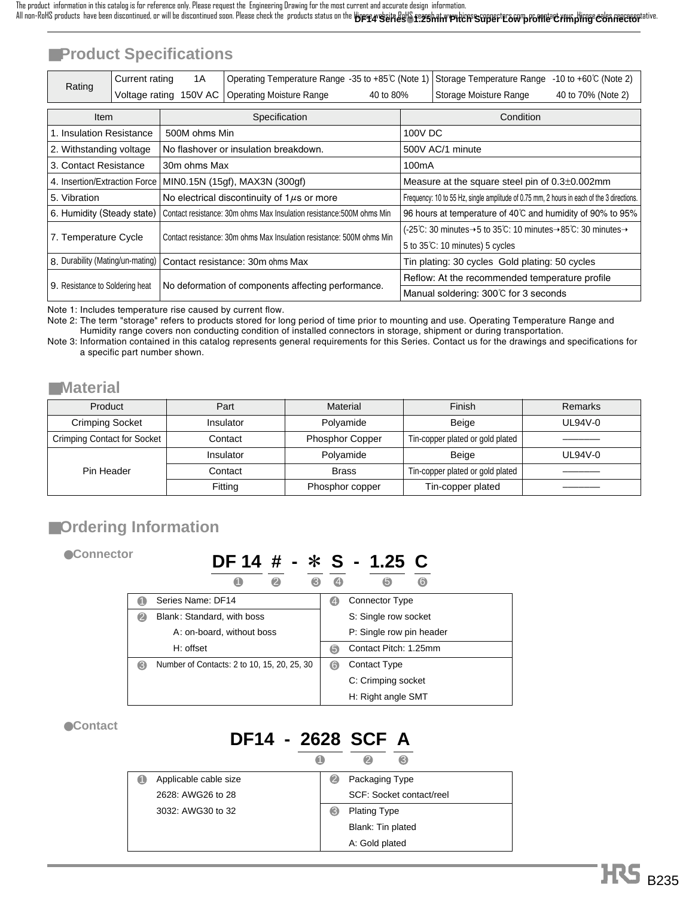## Product Specifications

| Rating | Current rating 1A | Operating Temperature Range -35 to +85℃ (Note 1) | Storage Temperature Range -10 to +60℃ (Note 2) |
|---|---|---|---|
| | Voltage rating 150V AC | Operating Moisture Range 40 to 80% | Storage Moisture Range 40 to 70% (Note 2) |

| Item | Specification | Condition |
|---|---|---|
| 1. Insulation Resistance | 500M ohms Min | 100V DC |
| 2. Withstanding voltage | No flashover or insulation breakdown. | 500V AC/1 minute |
| 3. Contact Resistance | 30m ohms Max | 100mA |
| 4. Insertion/Extraction Force | MIN0.15N (15gf), MAX3N (300gf) | Measure at the square steel pin of 0.3±0.002mm |
| 5. Vibration | No electrical discontinuity of 1$\mu$s or more | Frequency: 10 to 55 Hz, single amplitude of 0.75 mm, 2 hours in each of the 3 directions. |
| 6. Humidity (Steady state) | Contact resistance: 30m ohms Max Insulation resistance:500M ohms Min | 96 hours at temperature of 40℃ and humidity of 90% to 95% |
| 7. Temperature Cycle | Contact resistance: 30m ohms Max Insulation resistance: 500M ohms Min | (-25℃: 30 minutes→5 to 35℃: 10 minutes→85℃: 30 minutes→5 to 35℃: 10 minutes) 5 cycles |
| 8. Durability (Mating/un-mating) | Contact resistance: 30m ohms Max | Tin plating: 30 cycles Gold plating: 50 cycles |
| 9. Resistance to Soldering heat | No deformation of components affecting performance. | Reflow: At the recommended temperature profile |
| | | Manual soldering: 300℃ for 3 seconds |

Note 1: Includes temperature rise caused by current flow.
Note 2: The term "storage" refers to products stored for long period of time prior to mounting and use. Operating Temperature Range and Humidity range covers non conducting condition of installed connectors in storage, shipment or during transportation.
Note 3: Information contained in this catalog represents general requirements for this Series. Contact us for the drawings and specifications for a specific part number shown.

## Material

| Product | Part | Material | Finish | Remarks |
|---|---|---|---|---|
| Crimping Socket | Insulator | Polyamide | Beige | UL94V-0 |
| Crimping Contact for Socket | Contact | Phosphor Copper | Tin-copper plated or gold plated | ——— |
| Pin Header | Insulator | Polyamide | Beige | UL94V-0 |
| | Contact | Brass | Tin-copper plated or gold plated | ——— |
| | Fitting | Phosphor copper | Tin-copper plated | ——— |

## Ordering Information

### ●Connector

**DF 14 # - ＊ S - 1.25 C**
❶ ❷ ❸ ❹ ❺ ❻

| | |
|---|---|
| ❶ Series Name: DF14 | ❹ Connector Type<br>S: Single row socket<br>P: Single row pin header |
| ❷ Blank: Standard, with boss<br>A: on-board, without boss<br>H: offset | ❺ Contact Pitch: 1.25mm |
| ❸ Number of Contacts: 2 to 10, 15, 20, 25, 30 | ❻ Contact Type<br>C: Crimping socket<br>H: Right angle SMT |

### ●Contact

**DF14 - 2628 SCF A**
❶ ❷ ❸

| | |
|---|---|
| ❶ Applicable cable size<br>2628: AWG26 to 28<br>3032: AWG30 to 32 | ❷ Packaging Type<br>SCF: Socket contact/reel<br>❸ Plating Type<br>Blank: Tin plated<br>A: Gold plated |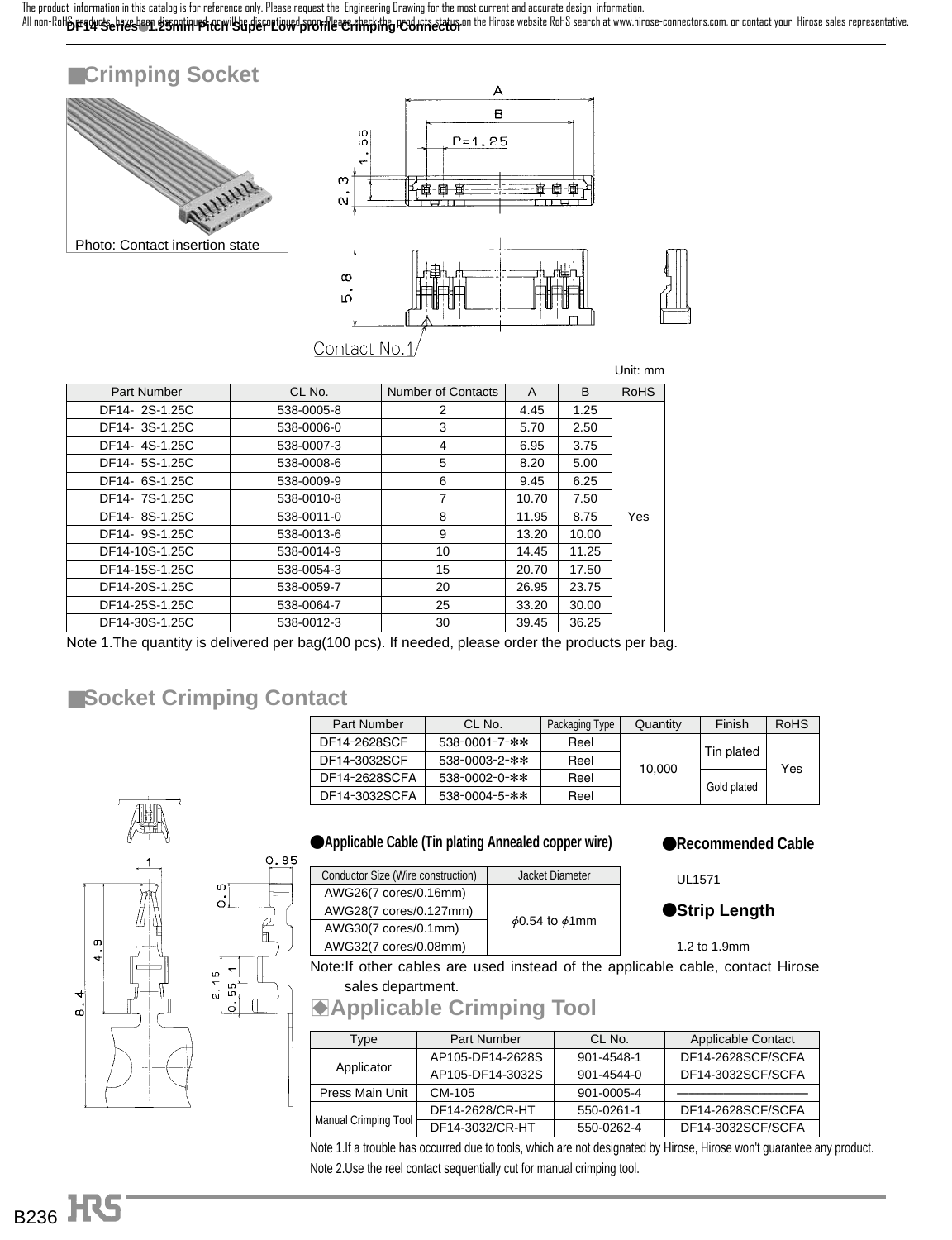## ■Crimping Socket

Photo: Contact insertion state

Unit: mm

| Part Number | CL No. | Number of Contacts | A | B | RoHS |
|---|---|---|---|---|---|
| DF14- 2S-1.25C | 538-0005-8 | 2 | 4.45 | 1.25 | Yes |
| DF14- 3S-1.25C | 538-0006-0 | 3 | 5.70 | 2.50 | |
| DF14- 4S-1.25C | 538-0007-3 | 4 | 6.95 | 3.75 | |
| DF14- 5S-1.25C | 538-0008-6 | 5 | 8.20 | 5.00 | |
| DF14- 6S-1.25C | 538-0009-9 | 6 | 9.45 | 6.25 | |
| DF14- 7S-1.25C | 538-0010-8 | 7 | 10.70 | 7.50 | |
| DF14- 8S-1.25C | 538-0011-0 | 8 | 11.95 | 8.75 | |
| DF14- 9S-1.25C | 538-0013-6 | 9 | 13.20 | 10.00 | |
| DF14-10S-1.25C | 538-0014-9 | 10 | 14.45 | 11.25 | |
| DF14-15S-1.25C | 538-0054-3 | 15 | 20.70 | 17.50 | |
| DF14-20S-1.25C | 538-0059-7 | 20 | 26.95 | 23.75 | |
| DF14-25S-1.25C | 538-0064-7 | 25 | 33.20 | 30.00 | |
| DF14-30S-1.25C | 538-0012-3 | 30 | 39.45 | 36.25 | |

Note 1.The quantity is delivered per bag(100 pcs). If needed, please order the products per bag.

## ■Socket Crimping Contact

| Part Number | CL No. | Packaging Type | Quantity | Finish | RoHS |
|---|---|---|---|---|---|
| DF14-2628SCF | 538-0001-7-** | Reel | 10,000 | Tin plated | Yes |
| DF14-3032SCF | 538-0003-2-** | Reel | | | |
| DF14-2628SCFA | 538-0002-0-** | Reel | | Gold plated | |
| DF14-3032SCFA | 538-0004-5-** | Reel | | | |

### ●Applicable Cable (Tin plating Annealed copper wire)

| Conductor Size (Wire construction) | Jacket Diameter |
|---|---|
| AWG26(7 cores/0.16mm) | $\phi$0.54 to $\phi$1mm |
| AWG28(7 cores/0.127mm) | |
| AWG30(7 cores/0.1mm) | |
| AWG32(7 cores/0.08mm) | |

### ●Recommended Cable

UL1571

### ●Strip Length

1.2 to 1.9mm

Note:If other cables are used instead of the applicable cable, contact Hirose sales department.

## ◈Applicable Crimping Tool

| Type | Part Number | CL No. | Applicable Contact |
|---|---|---|---|
| Applicator | AP105-DF14-2628S | 901-4548-1 | DF14-2628SCF/SCFA |
| | AP105-DF14-3032S | 901-4544-0 | DF14-3032SCF/SCFA |
| Press Main Unit | CM-105 | 901-0005-4 | ―――――――― |
| Manual Crimping Tool | DF14-2628/CR-HT | 550-0261-1 | DF14-2628SCF/SCFA |
| | DF14-3032/CR-HT | 550-0262-4 | DF14-3032SCF/SCFA |

Note 1.If a trouble has occurred due to tools, which are not designated by Hirose, Hirose won't guarantee any product.

Note 2.Use the reel contact sequentially cut for manual crimping tool.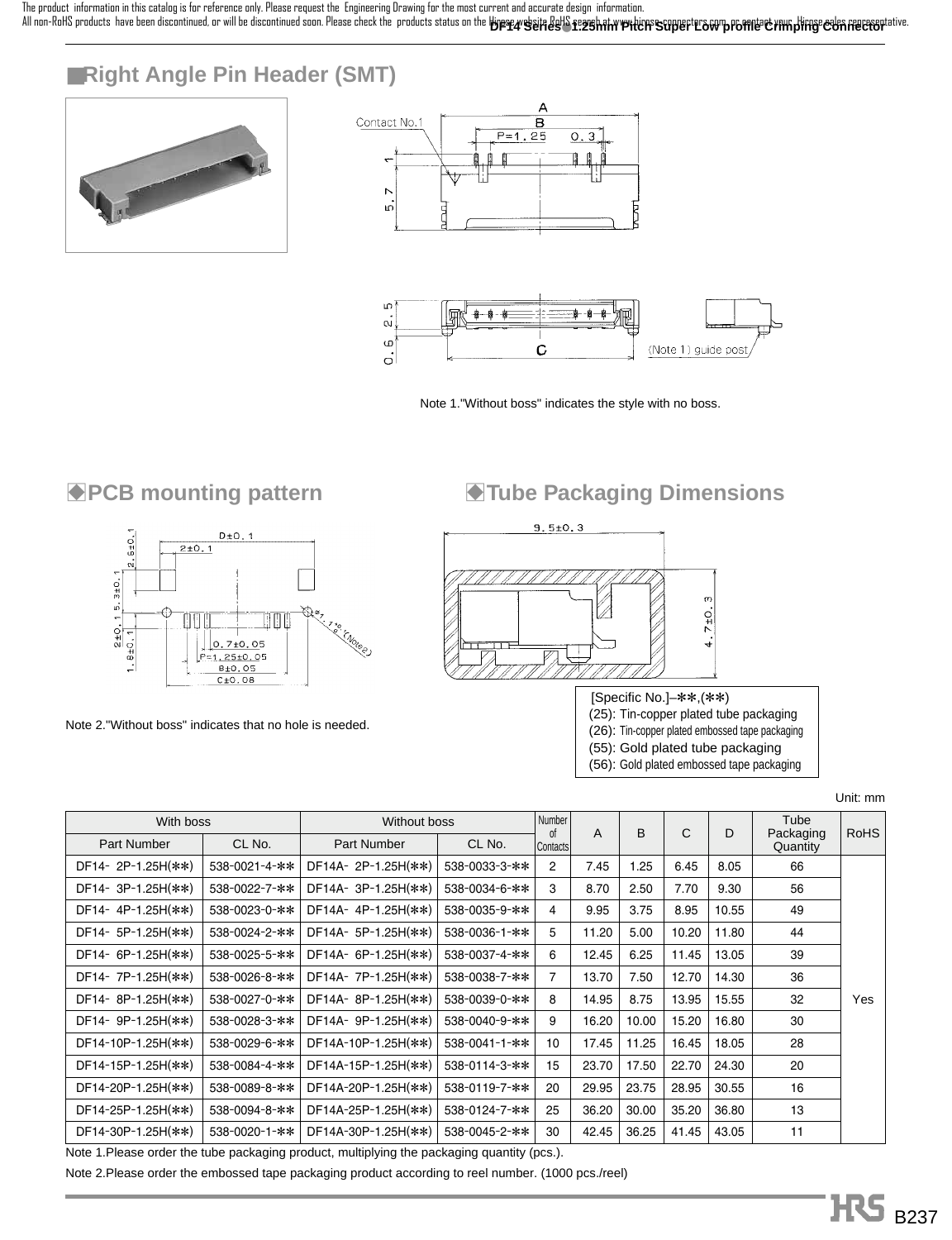## ■Right Angle Pin Header (SMT)

Note 1."Without boss" indicates the style with no boss.

### ◆PCB mounting pattern

Note 2."Without boss" indicates that no hole is needed.

### ◆Tube Packaging Dimensions

[Specific No.]–✱✱,(✱✱)
(25): Tin-copper plated tube packaging
(26): Tin-copper plated embossed tape packaging
(55): Gold plated tube packaging
(56): Gold plated embossed tape packaging

Unit: mm

| With boss | | Without boss | | Number of Contacts | A | B | C | D | Tube Packaging Quantity | RoHS |
|---|---|---|---|---|---|---|---|---|---|---|
| Part Number | CL No. | Part Number | CL No. | | | | | | | |
| DF14- 2P-1.25H(✱✱) | 538-0021-4-✱✱ | DF14A- 2P-1.25H(✱✱) | 538-0033-3-✱✱ | 2 | 7.45 | 1.25 | 6.45 | 8.05 | 66 | Yes |
| DF14- 3P-1.25H(✱✱) | 538-0022-7-✱✱ | DF14A- 3P-1.25H(✱✱) | 538-0034-6-✱✱ | 3 | 8.70 | 2.50 | 7.70 | 9.30 | 56 | |
| DF14- 4P-1.25H(✱✱) | 538-0023-0-✱✱ | DF14A- 4P-1.25H(✱✱) | 538-0035-9-✱✱ | 4 | 9.95 | 3.75 | 8.95 | 10.55 | 49 | |
| DF14- 5P-1.25H(✱✱) | 538-0024-2-✱✱ | DF14A- 5P-1.25H(✱✱) | 538-0036-1-✱✱ | 5 | 11.20 | 5.00 | 10.20 | 11.80 | 44 | |
| DF14- 6P-1.25H(✱✱) | 538-0025-5-✱✱ | DF14A- 6P-1.25H(✱✱) | 538-0037-4-✱✱ | 6 | 12.45 | 6.25 | 11.45 | 13.05 | 39 | |
| DF14- 7P-1.25H(✱✱) | 538-0026-8-✱✱ | DF14A- 7P-1.25H(✱✱) | 538-0038-7-✱✱ | 7 | 13.70 | 7.50 | 12.70 | 14.30 | 36 | |
| DF14- 8P-1.25H(✱✱) | 538-0027-0-✱✱ | DF14A- 8P-1.25H(✱✱) | 538-0039-0-✱✱ | 8 | 14.95 | 8.75 | 13.95 | 15.55 | 32 | |
| DF14- 9P-1.25H(✱✱) | 538-0028-3-✱✱ | DF14A- 9P-1.25H(✱✱) | 538-0040-9-✱✱ | 9 | 16.20 | 10.00 | 15.20 | 16.80 | 30 | |
| DF14-10P-1.25H(✱✱) | 538-0029-6-✱✱ | DF14A-10P-1.25H(✱✱) | 538-0041-1-✱✱ | 10 | 17.45 | 11.25 | 16.45 | 18.05 | 28 | |
| DF14-15P-1.25H(✱✱) | 538-0084-4-✱✱ | DF14A-15P-1.25H(✱✱) | 538-0114-3-✱✱ | 15 | 23.70 | 17.50 | 22.70 | 24.30 | 20 | |
| DF14-20P-1.25H(✱✱) | 538-0089-8-✱✱ | DF14A-20P-1.25H(✱✱) | 538-0119-7-✱✱ | 20 | 29.95 | 23.75 | 28.95 | 30.55 | 16 | |
| DF14-25P-1.25H(✱✱) | 538-0094-8-✱✱ | DF14A-25P-1.25H(✱✱) | 538-0124-7-✱✱ | 25 | 36.20 | 30.00 | 35.20 | 36.80 | 13 | |
| DF14-30P-1.25H(✱✱) | 538-0020-1-✱✱ | DF14A-30P-1.25H(✱✱) | 538-0045-2-✱✱ | 30 | 42.45 | 36.25 | 41.45 | 43.05 | 11 | |

Note 1.Please order the tube packaging product, multiplying the packaging quantity (pcs.).

Note 2.Please order the embossed tape packaging product according to reel number. (1000 pcs./reel)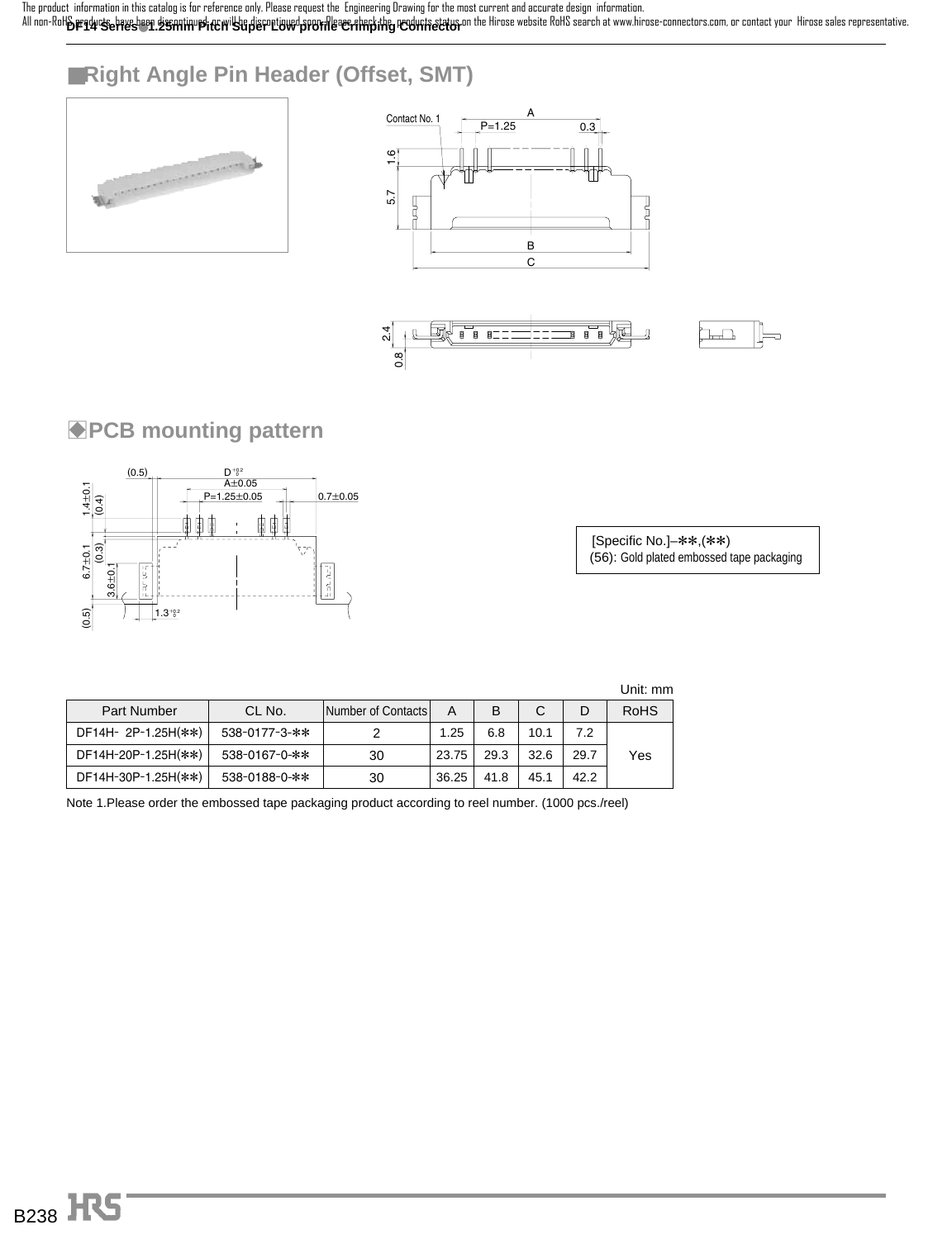The product information in this catalog is for reference only. Please request the Engineering Drawing for the most current and accurate design information.
All non-RoHS products have been discontinued, or will be discontinued soon. Please check the products status on the Hirose website RoHS search at www.hirose-connectors.com, or contact your Hirose sales representative.

## ■Right Angle Pin Header (Offset, SMT)

## ◆PCB mounting pattern

[Specific No.]–✽✽,(✽✽)
(56): Gold plated embossed tape packaging

Unit: mm

| Part Number | CL No. | Number of Contacts | A | B | C | D | RoHS |
|---|---|---|---|---|---|---|---|
| DF14H- 2P-1.25H(✽✽) | 538-0177-3-✽✽ | 2 | 1.25 | 6.8 | 10.1 | 7.2 | Yes |
| DF14H-20P-1.25H(✽✽) | 538-0167-0-✽✽ | 30 | 23.75 | 29.3 | 32.6 | 29.7 | |
| DF14H-30P-1.25H(✽✽) | 538-0188-0-✽✽ | 30 | 36.25 | 41.8 | 45.1 | 42.2 | |

Note 1.Please order the embossed tape packaging product according to reel number. (1000 pcs./reel)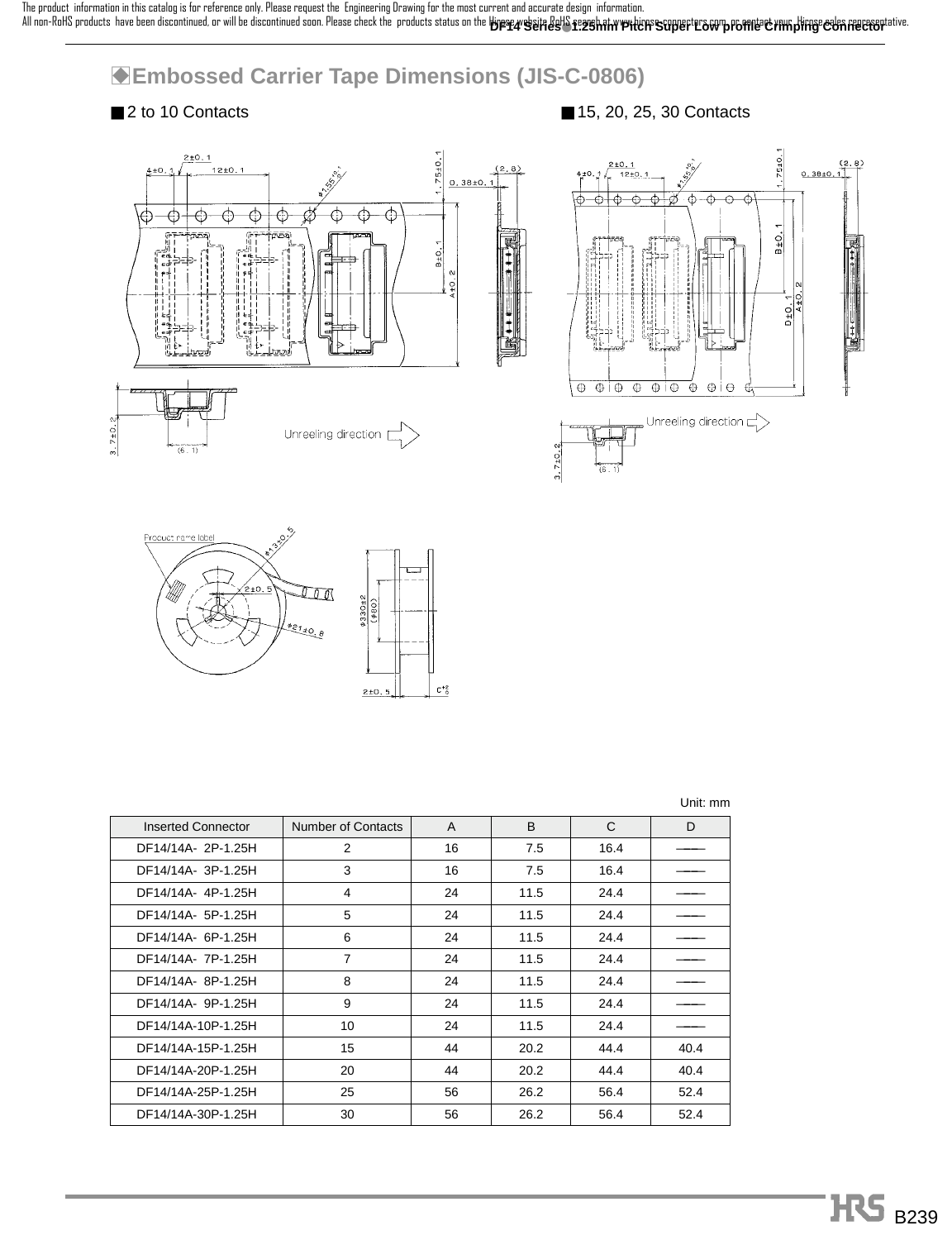## ◆Embossed Carrier Tape Dimensions (JIS-C-0806)

■2 to 10 Contacts

■15, 20, 25, 30 Contacts

Unreeling direction

Unit: mm

| Inserted Connector | Number of Contacts | A | B | C | D |
|---|---|---|---|---|---|
| DF14/14A- 2P-1.25H | 2 | 16 | 7.5 | 16.4 | —— |
| DF14/14A- 3P-1.25H | 3 | 16 | 7.5 | 16.4 | —— |
| DF14/14A- 4P-1.25H | 4 | 24 | 11.5 | 24.4 | —— |
| DF14/14A- 5P-1.25H | 5 | 24 | 11.5 | 24.4 | —— |
| DF14/14A- 6P-1.25H | 6 | 24 | 11.5 | 24.4 | —— |
| DF14/14A- 7P-1.25H | 7 | 24 | 11.5 | 24.4 | —— |
| DF14/14A- 8P-1.25H | 8 | 24 | 11.5 | 24.4 | —— |
| DF14/14A- 9P-1.25H | 9 | 24 | 11.5 | 24.4 | —— |
| DF14/14A-10P-1.25H | 10 | 24 | 11.5 | 24.4 | —— |
| DF14/14A-15P-1.25H | 15 | 44 | 20.2 | 44.4 | 40.4 |
| DF14/14A-20P-1.25H | 20 | 44 | 20.2 | 44.4 | 40.4 |
| DF14/14A-25P-1.25H | 25 | 56 | 26.2 | 56.4 | 52.4 |
| DF14/14A-30P-1.25H | 30 | 56 | 26.2 | 56.4 | 52.4 |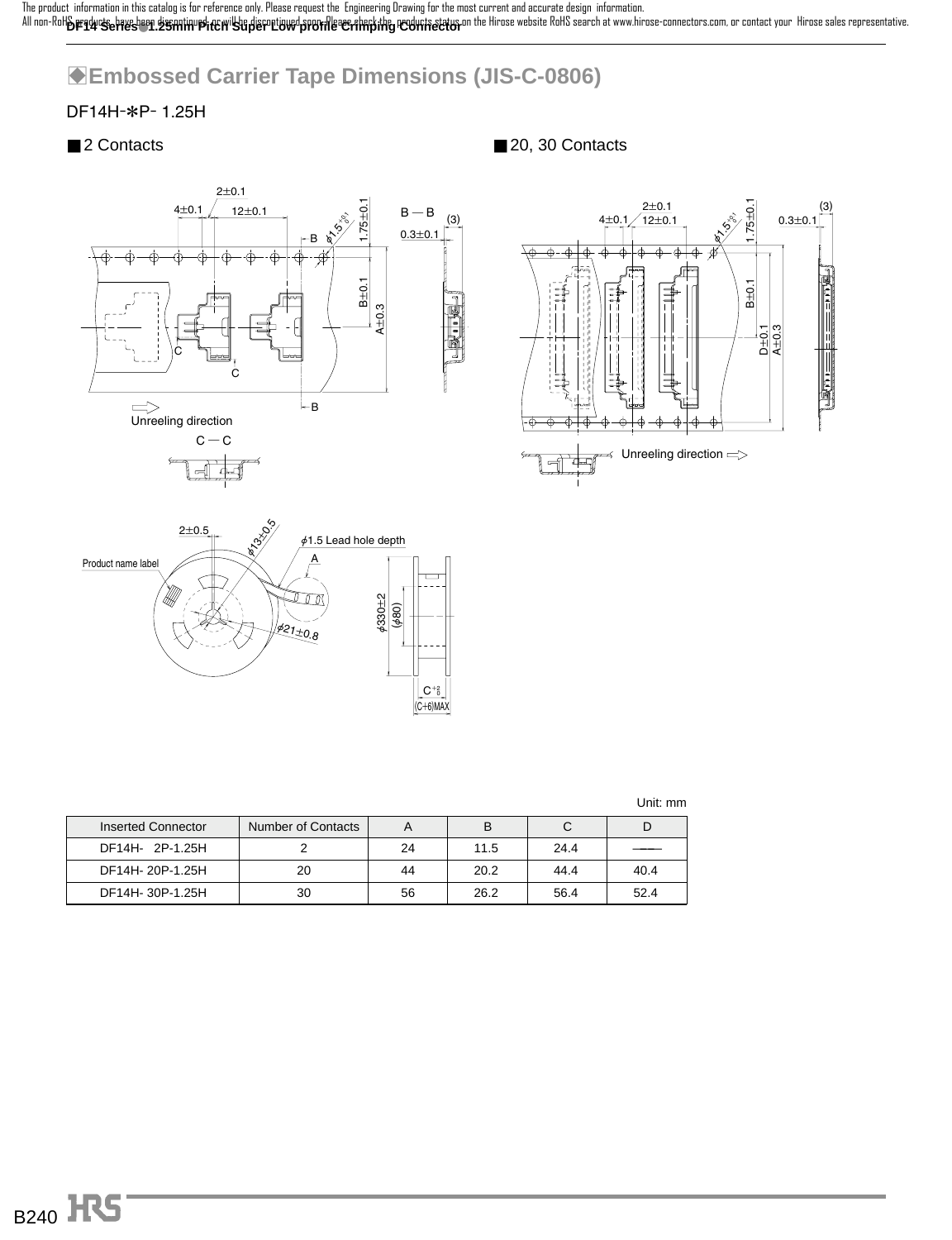The product information in this catalog is for reference only. Please request the Engineering Drawing for the most current and accurate design information.
All non-RoHS products have been discontinued, or will be discontinued soon. Please check the products status on the Hirose website RoHS search at www.hirose-connectors.com, or contact your Hirose sales representative.

## ◆Embossed Carrier Tape Dimensions (JIS-C-0806)

DF14H-*P- 1.25H

■2 Contacts

■20, 30 Contacts

Unreeling direction

Product name label

$\phi$1.5 Lead hole depth

Unit: mm

| Inserted Connector | Number of Contacts | A | B | C | D |
|---|---|---|---|---|---|
| DF14H- 2P-1.25H | 2 | 24 | 11.5 | 24.4 | —— |
| DF14H- 20P-1.25H | 20 | 44 | 20.2 | 44.4 | 40.4 |
| DF14H- 30P-1.25H | 30 | 56 | 26.2 | 56.4 | 52.4 |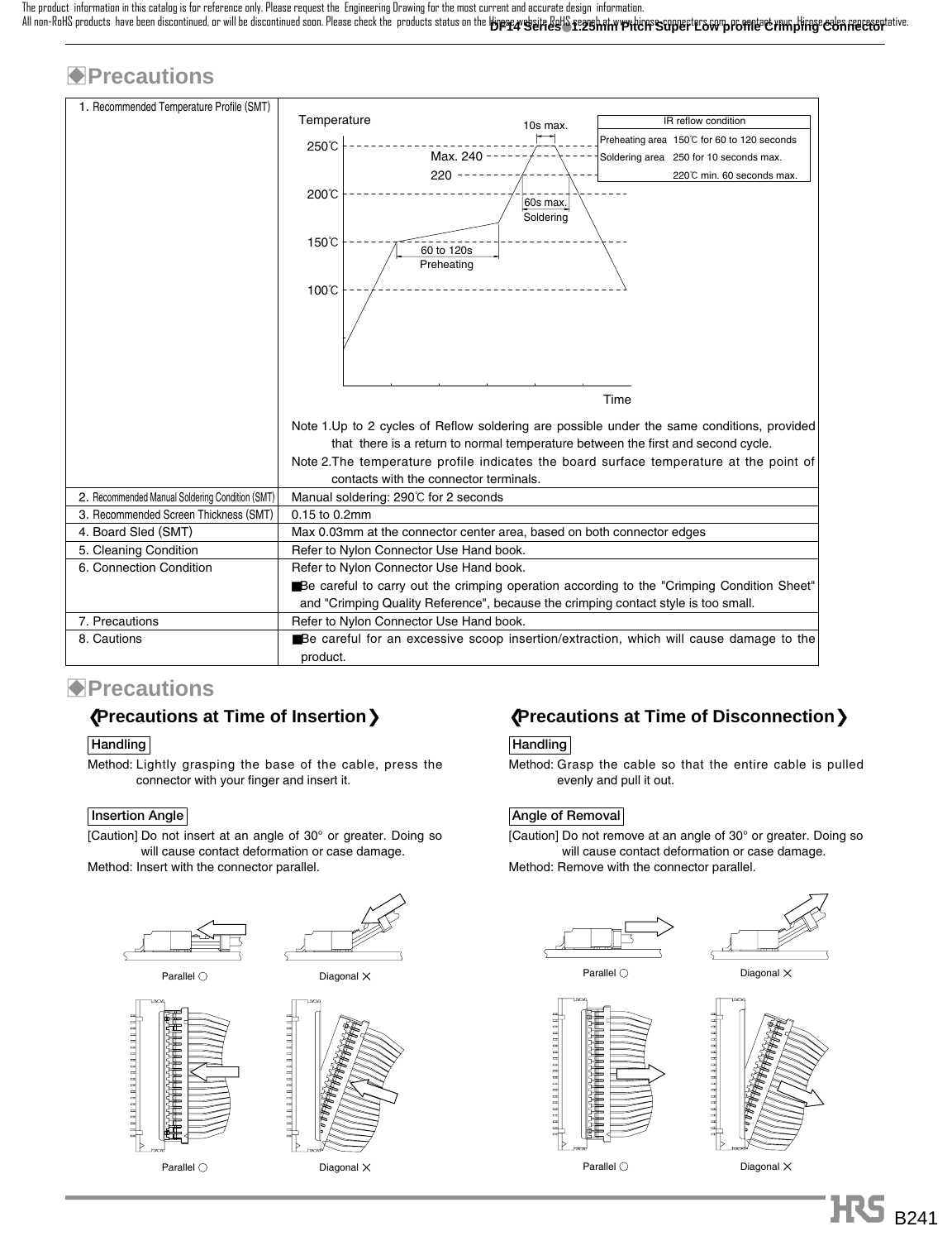The product information in this catalog is for reference only. Please request the Engineering Drawing for the most current and accurate design information.
All non-RoHS products have been discontinued, or will be discontinued soon. Please check the products status on the Hirose website RoHS search at www.hirose-connectors.com, or contact your Hirose sales representative.

## Precautions

| | |
|---|---|
| 1. Recommended Temperature Profile (SMT) | Temperature<br>250℃<br>200℃<br>150℃<br>100℃<br>Max. 240<br>220<br>10s max.<br>60s max.<br>Soldering<br>60 to 120s<br>Preheating<br>Time<br>IR reflow condition<br>Preheating area 150℃ for 60 to 120 seconds<br>Soldering area 250 for 10 seconds max.<br>220℃ min. 60 seconds max.<br><br>Note 1.Up to 2 cycles of Reflow soldering are possible under the same conditions, provided that there is a return to normal temperature between the first and second cycle.<br>Note 2.The temperature profile indicates the board surface temperature at the point of contacts with the connector terminals. |
| 2. Recommended Manual Soldering Condition (SMT) | Manual soldering: 290℃ for 2 seconds |
| 3. Recommended Screen Thickness (SMT) | 0.15 to 0.2mm |
| 4. Board Sled (SMT) | Max 0.03mm at the connector center area, based on both connector edges |
| 5. Cleaning Condition | Refer to Nylon Connector Use Hand book. |
| 6. Connection Condition | Refer to Nylon Connector Use Hand book.<br>■Be careful to carry out the crimping operation according to the "Crimping Condition Sheet" and "Crimping Quality Reference", because the crimping contact style is too small. |
| 7. Precautions | Refer to Nylon Connector Use Hand book. |
| 8. Cautions | ■Be careful for an excessive scoop insertion/extraction, which will cause damage to the product. |

## Precautions

### 《Precautions at Time of Insertion》

**Handling**

Method: Lightly grasping the base of the cable, press the connector with your finger and insert it.

**Insertion Angle**

[Caution] Do not insert at an angle of 30° or greater. Doing so will cause contact deformation or case damage.
Method: Insert with the connector parallel.

Parallel ○ Diagonal ×

Parallel ○ Diagonal ×

### 《Precautions at Time of Disconnection》

**Handling**

Method: Grasp the cable so that the entire cable is pulled evenly and pull it out.

**Angle of Removal**

[Caution] Do not remove at an angle of 30° or greater. Doing so will cause contact deformation or case damage.
Method: Remove with the connector parallel.

Parallel ○ Diagonal ×

Parallel ○ Diagonal ×